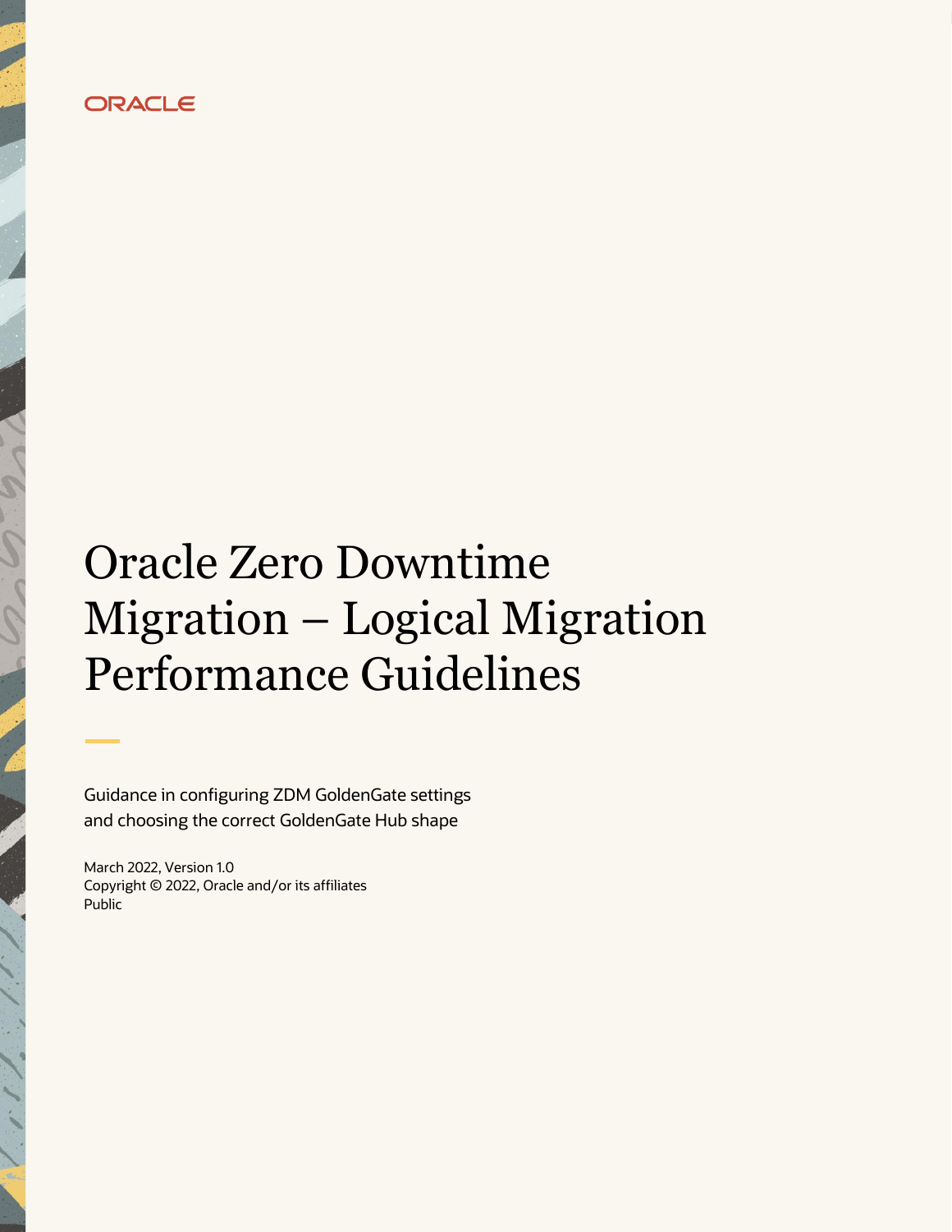ORACLE

# Oracle Zero Downtime Migration – Logical Migration Performance Guidelines

Guidance in configuring ZDM GoldenGate settings and choosing the correct GoldenGate Hub shape

March 2022, Version 1.0
Copyright © 2022, Oracle and/or its affiliates
Public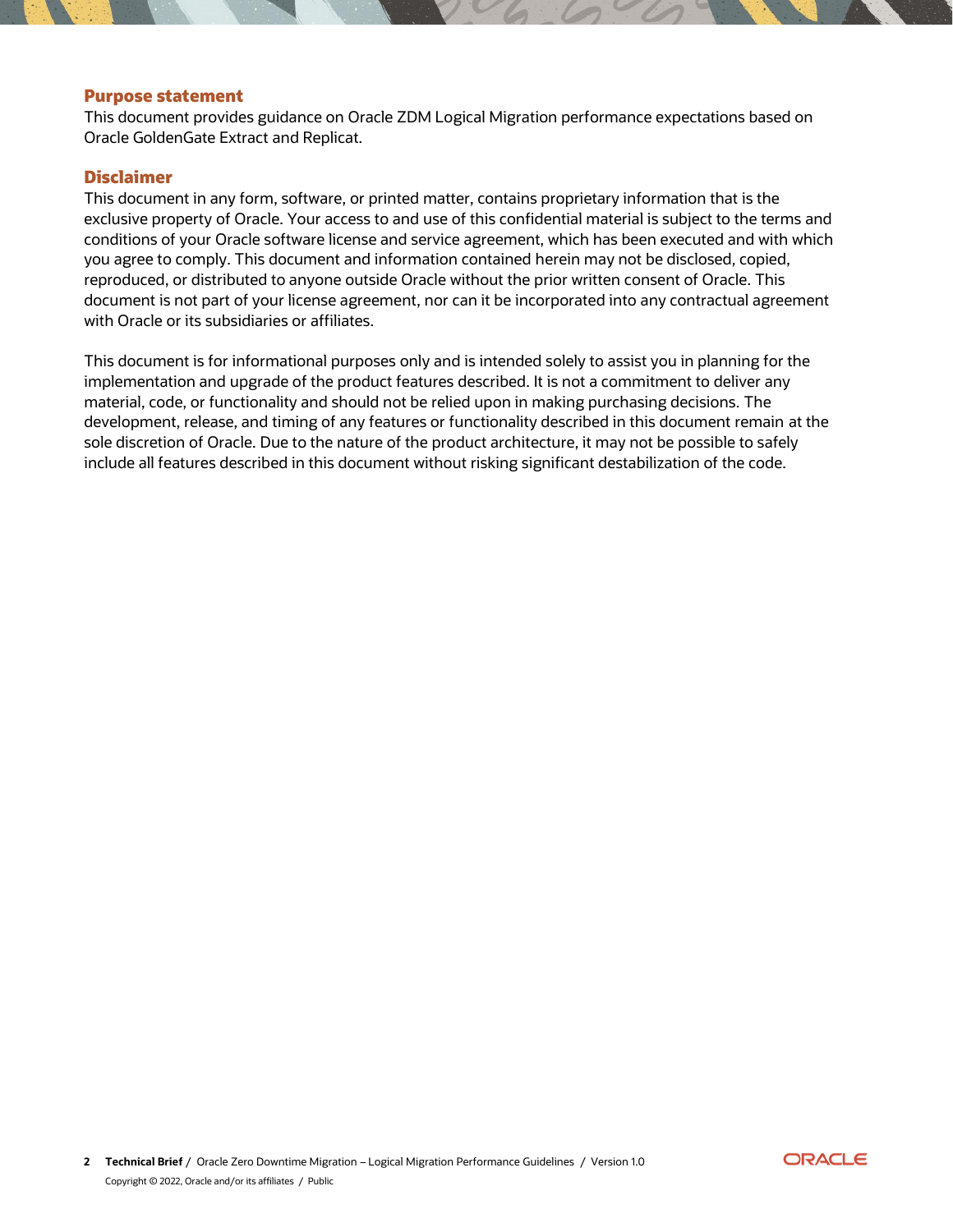## Purpose statement

This document provides guidance on Oracle ZDM Logical Migration performance expectations based on Oracle GoldenGate Extract and Replicat.

## Disclaimer

This document in any form, software, or printed matter, contains proprietary information that is the exclusive property of Oracle. Your access to and use of this confidential material is subject to the terms and conditions of your Oracle software license and service agreement, which has been executed and with which you agree to comply. This document and information contained herein may not be disclosed, copied, reproduced, or distributed to anyone outside Oracle without the prior written consent of Oracle. This document is not part of your license agreement, nor can it be incorporated into any contractual agreement with Oracle or its subsidiaries or affiliates.

This document is for informational purposes only and is intended solely to assist you in planning for the implementation and upgrade of the product features described. It is not a commitment to deliver any material, code, or functionality and should not be relied upon in making purchasing decisions. The development, release, and timing of any features or functionality described in this document remain at the sole discretion of Oracle. Due to the nature of the product architecture, it may not be possible to safely include all features described in this document without risking significant destabilization of the code.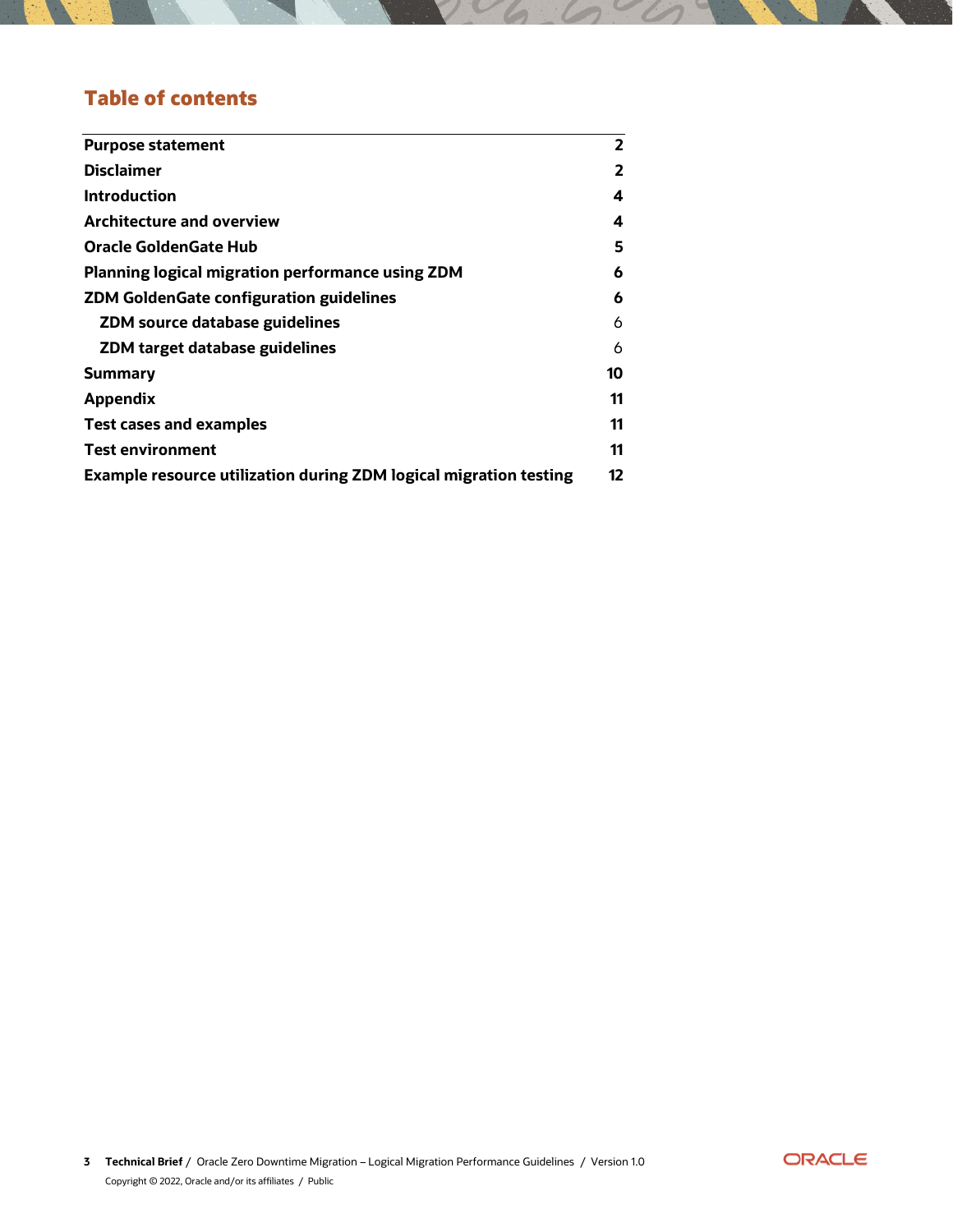## Table of contents

| | |
|---|---|
| **Purpose statement** | **2** |
| **Disclaimer** | **2** |
| **Introduction** | **4** |
| **Architecture and overview** | **4** |
| **Oracle GoldenGate Hub** | **5** |
| **Planning logical migration performance using ZDM** | **6** |
| **ZDM GoldenGate configuration guidelines** | **6** |
| &nbsp;&nbsp;&nbsp;&nbsp;**ZDM source database guidelines** | 6 |
| &nbsp;&nbsp;&nbsp;&nbsp;**ZDM target database guidelines** | 6 |
| **Summary** | **10** |
| **Appendix** | **11** |
| **Test cases and examples** | **11** |
| **Test environment** | **11** |
| **Example resource utilization during ZDM logical migration testing** | **12** |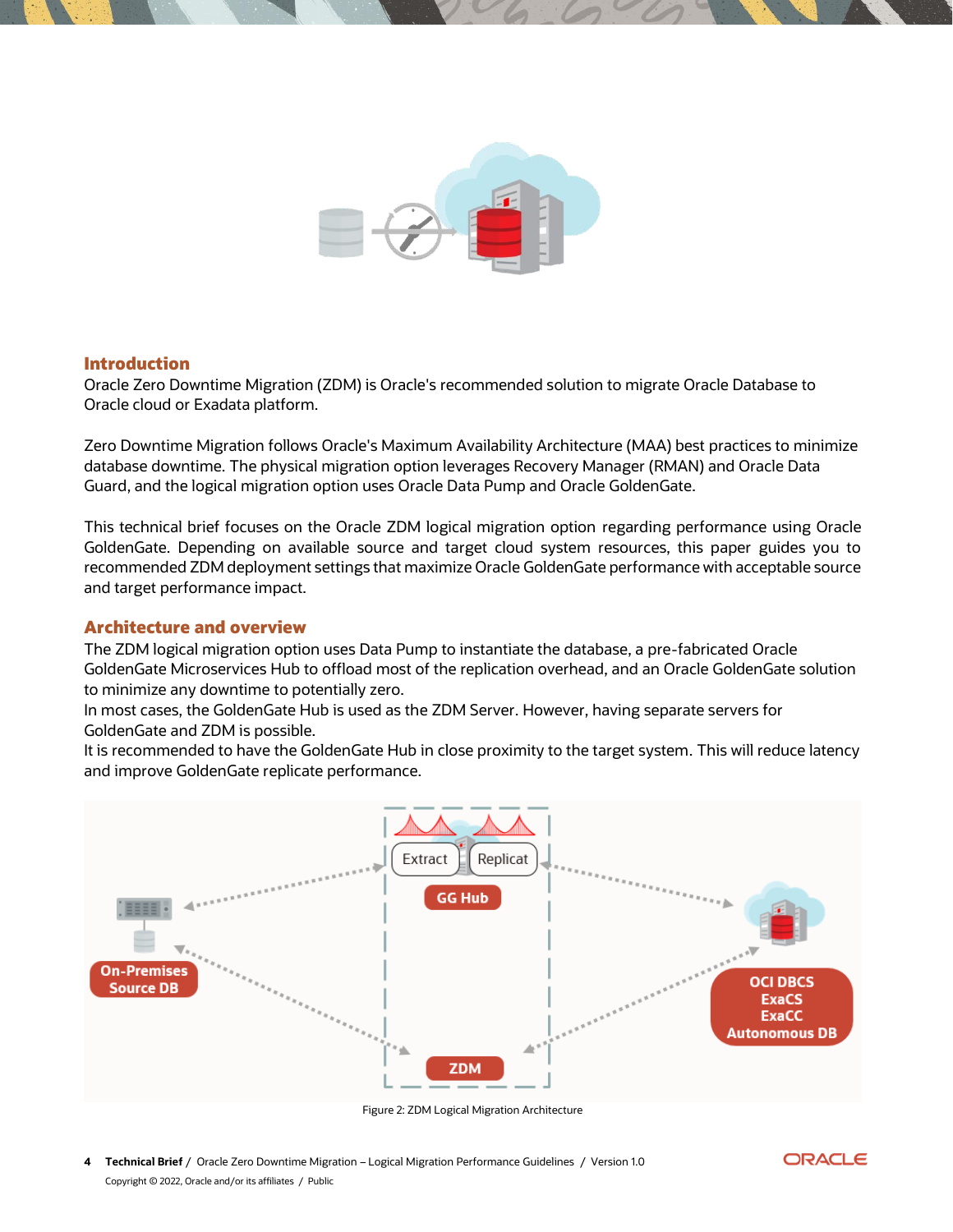## Introduction

Oracle Zero Downtime Migration (ZDM) is Oracle's recommended solution to migrate Oracle Database to Oracle cloud or Exadata platform.

Zero Downtime Migration follows Oracle's Maximum Availability Architecture (MAA) best practices to minimize database downtime. The physical migration option leverages Recovery Manager (RMAN) and Oracle Data Guard, and the logical migration option uses Oracle Data Pump and Oracle GoldenGate.

This technical brief focuses on the Oracle ZDM logical migration option regarding performance using Oracle GoldenGate. Depending on available source and target cloud system resources, this paper guides you to recommended ZDM deployment settings that maximize Oracle GoldenGate performance with acceptable source and target performance impact.

## Architecture and overview

The ZDM logical migration option uses Data Pump to instantiate the database, a pre-fabricated Oracle GoldenGate Microservices Hub to offload most of the replication overhead, and an Oracle GoldenGate solution to minimize any downtime to potentially zero.

In most cases, the GoldenGate Hub is used as the ZDM Server. However, having separate servers for GoldenGate and ZDM is possible.

It is recommended to have the GoldenGate Hub in close proximity to the target system. This will reduce latency and improve GoldenGate replicate performance.

Figure 2: ZDM Logical Migration Architecture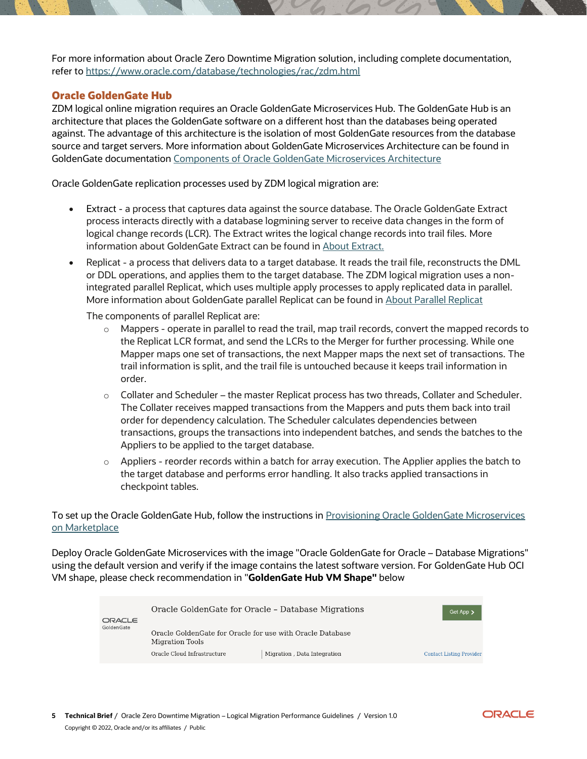For more information about Oracle Zero Downtime Migration solution, including complete documentation, refer to https://www.oracle.com/database/technologies/rac/zdm.html

## Oracle GoldenGate Hub

ZDM logical online migration requires an Oracle GoldenGate Microservices Hub. The GoldenGate Hub is an architecture that places the GoldenGate software on a different host than the databases being operated against. The advantage of this architecture is the isolation of most GoldenGate resources from the database source and target servers. More information about GoldenGate Microservices Architecture can be found in GoldenGate documentation Components of Oracle GoldenGate Microservices Architecture

Oracle GoldenGate replication processes used by ZDM logical migration are:

- Extract - a process that captures data against the source database. The Oracle GoldenGate Extract process interacts directly with a database logmining server to receive data changes in the form of logical change records (LCR). The Extract writes the logical change records into trail files. More information about GoldenGate Extract can be found in About Extract.
- Replicat - a process that delivers data to a target database. It reads the trail file, reconstructs the DML or DDL operations, and applies them to the target database. The ZDM logical migration uses a non-integrated parallel Replicat, which uses multiple apply processes to apply replicated data in parallel. More information about GoldenGate parallel Replicat can be found in About Parallel Replicat

  The components of parallel Replicat are:

  - Mappers - operate in parallel to read the trail, map trail records, convert the mapped records to the Replicat LCR format, and send the LCRs to the Merger for further processing. While one Mapper maps one set of transactions, the next Mapper maps the next set of transactions. The trail information is split, and the trail file is untouched because it keeps trail information in order.
  - Collater and Scheduler – the master Replicat process has two threads, Collater and Scheduler. The Collater receives mapped transactions from the Mappers and puts them back into trail order for dependency calculation. The Scheduler calculates dependencies between transactions, groups the transactions into independent batches, and sends the batches to the Appliers to be applied to the target database.
  - Appliers - reorder records within a batch for array execution. The Applier applies the batch to the target database and performs error handling. It also tracks applied transactions in checkpoint tables.

To set up the Oracle GoldenGate Hub, follow the instructions in Provisioning Oracle GoldenGate Microservices on Marketplace

Deploy Oracle GoldenGate Microservices with the image "Oracle GoldenGate for Oracle – Database Migrations" using the default version and verify if the image contains the latest software version. For GoldenGate Hub OCI VM shape, please check recommendation in "**GoldenGate Hub VM Shape"** below

ORACLE GoldenGate

Oracle GoldenGate for Oracle – Database Migrations

Get App >

Oracle GoldenGate for Oracle for use with Oracle Database Migration Tools

Oracle Cloud Infrastructure | Migration , Data Integration

Contact Listing Provider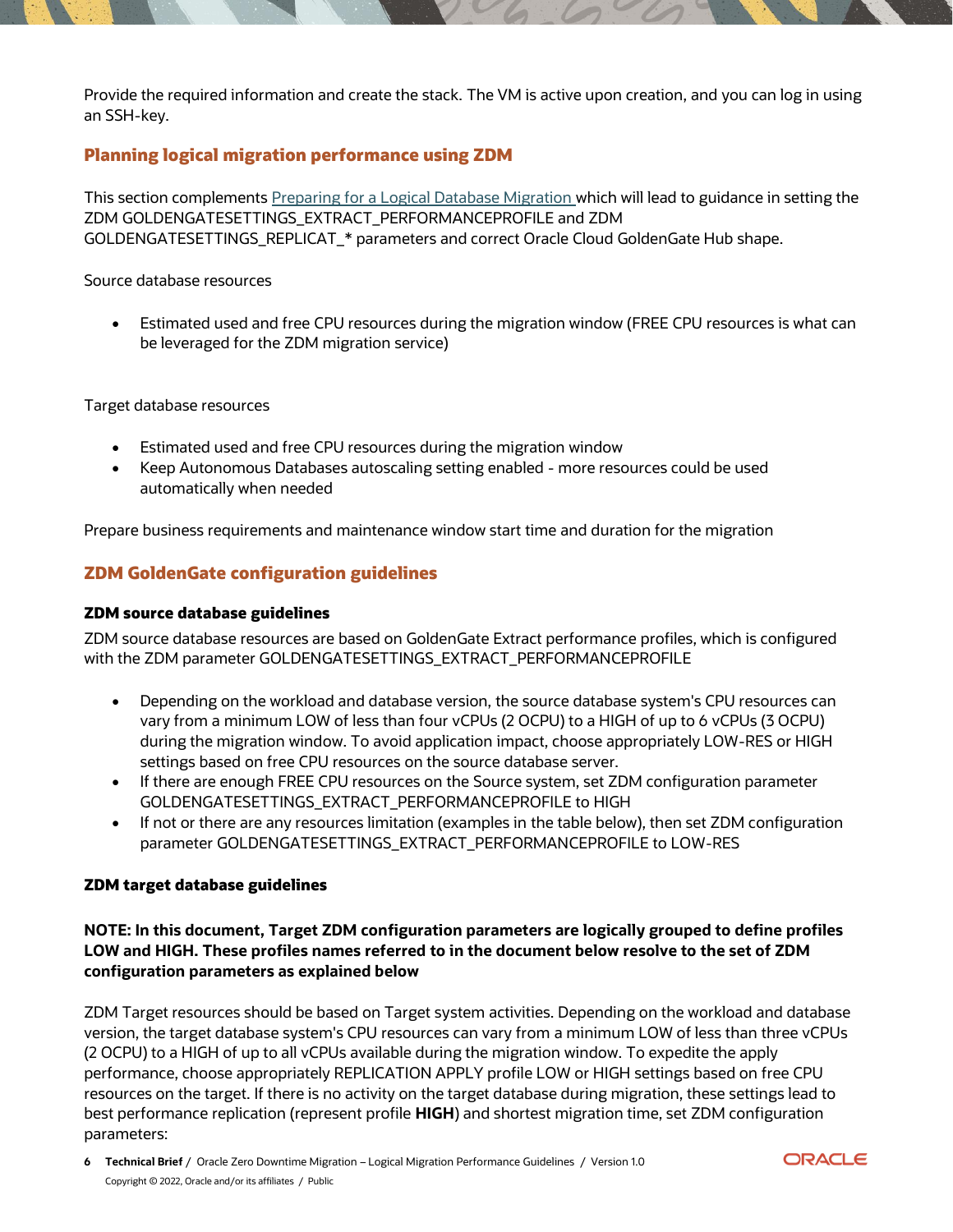Provide the required information and create the stack. The VM is active upon creation, and you can log in using an SSH-key.

## Planning logical migration performance using ZDM

This section complements [Preparing for a Logical Database Migration](#) which will lead to guidance in setting the ZDM GOLDENGATESETTINGS_EXTRACT_PERFORMANCEPROFILE and ZDM GOLDENGATESETTINGS_REPLICAT_* parameters and correct Oracle Cloud GoldenGate Hub shape.

Source database resources

- Estimated used and free CPU resources during the migration window (FREE CPU resources is what can be leveraged for the ZDM migration service)

Target database resources

- Estimated used and free CPU resources during the migration window
- Keep Autonomous Databases autoscaling setting enabled - more resources could be used automatically when needed

Prepare business requirements and maintenance window start time and duration for the migration

## ZDM GoldenGate configuration guidelines

### ZDM source database guidelines

ZDM source database resources are based on GoldenGate Extract performance profiles, which is configured with the ZDM parameter GOLDENGATESETTINGS_EXTRACT_PERFORMANCEPROFILE

- Depending on the workload and database version, the source database system's CPU resources can vary from a minimum LOW of less than four vCPUs (2 OCPU) to a HIGH of up to 6 vCPUs (3 OCPU) during the migration window. To avoid application impact, choose appropriately LOW-RES or HIGH settings based on free CPU resources on the source database server.
- If there are enough FREE CPU resources on the Source system, set ZDM configuration parameter GOLDENGATESETTINGS_EXTRACT_PERFORMANCEPROFILE to HIGH
- If not or there are any resources limitation (examples in the table below), then set ZDM configuration parameter GOLDENGATESETTINGS_EXTRACT_PERFORMANCEPROFILE to LOW-RES

### ZDM target database guidelines

**NOTE: In this document, Target ZDM configuration parameters are logically grouped to define profiles LOW and HIGH. These profiles names referred to in the document below resolve to the set of ZDM configuration parameters as explained below**

ZDM Target resources should be based on Target system activities. Depending on the workload and database version, the target database system's CPU resources can vary from a minimum LOW of less than three vCPUs (2 OCPU) to a HIGH of up to all vCPUs available during the migration window. To expedite the apply performance, choose appropriately REPLICATION APPLY profile LOW or HIGH settings based on free CPU resources on the target. If there is no activity on the target database during migration, these settings lead to best performance replication (represent profile **HIGH**) and shortest migration time, set ZDM configuration parameters: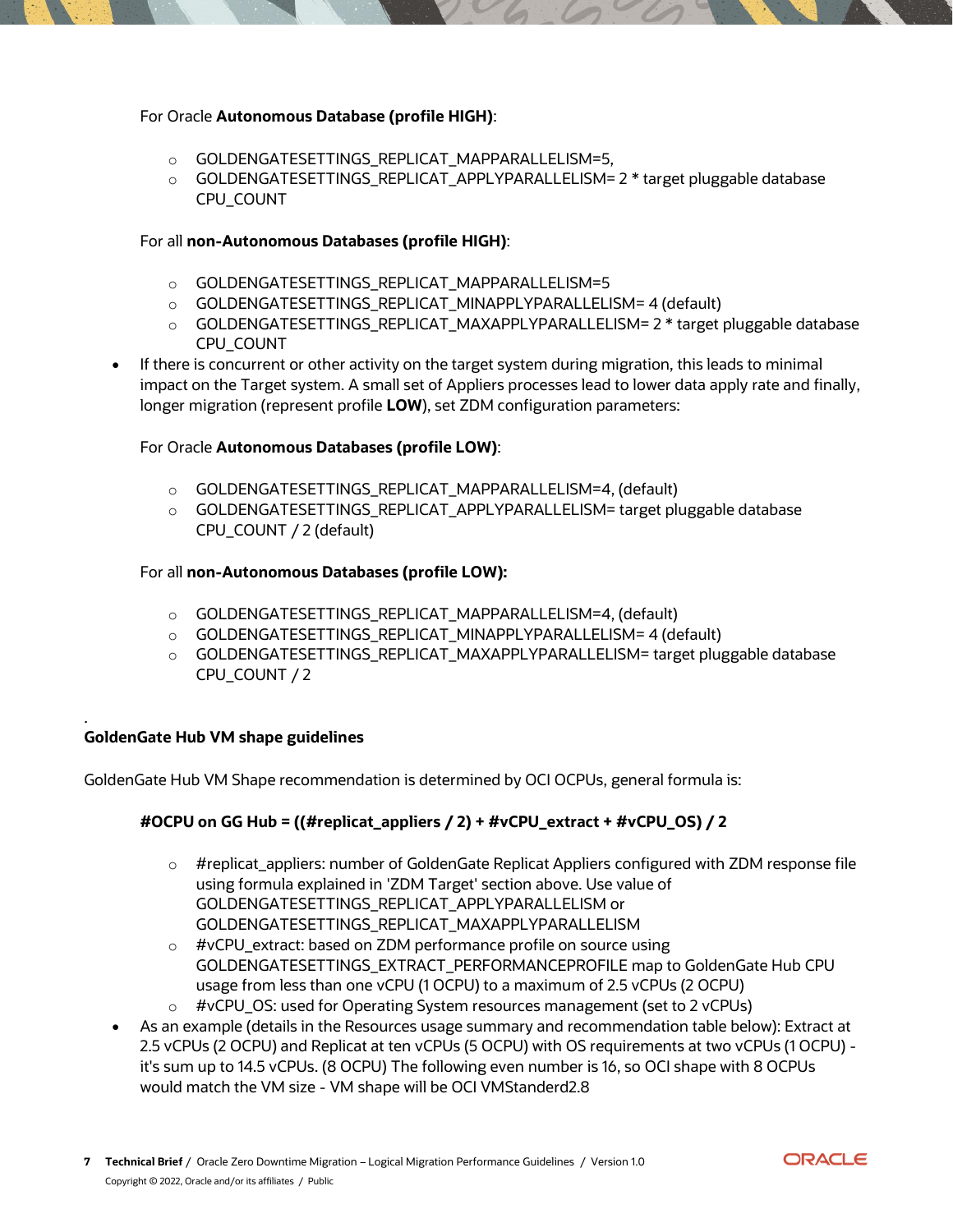For Oracle **Autonomous Database (profile HIGH)**:

- GOLDENGATESETTINGS_REPLICAT_MAPPARALLELISM=5,
- GOLDENGATESETTINGS_REPLICAT_APPLYPARALLELISM= 2 * target pluggable database CPU_COUNT

For all **non-Autonomous Databases (profile HIGH)**:

- GOLDENGATESETTINGS_REPLICAT_MAPPARALLELISM=5
- GOLDENGATESETTINGS_REPLICAT_MINAPPLYPARALLELISM= 4 (default)
- GOLDENGATESETTINGS_REPLICAT_MAXAPPLYPARALLELISM= 2 * target pluggable database CPU_COUNT

- If there is concurrent or other activity on the target system during migration, this leads to minimal impact on the Target system. A small set of Appliers processes lead to lower data apply rate and finally, longer migration (represent profile **LOW**), set ZDM configuration parameters:

  For Oracle **Autonomous Databases (profile LOW)**:

  - GOLDENGATESETTINGS_REPLICAT_MAPPARALLELISM=4, (default)
  - GOLDENGATESETTINGS_REPLICAT_APPLYPARALLELISM= target pluggable database CPU_COUNT / 2 (default)

  For all **non-Autonomous Databases (profile LOW):**

  - GOLDENGATESETTINGS_REPLICAT_MAPPARALLELISM=4, (default)
  - GOLDENGATESETTINGS_REPLICAT_MINAPPLYPARALLELISM= 4 (default)
  - GOLDENGATESETTINGS_REPLICAT_MAXAPPLYPARALLELISM= target pluggable database CPU_COUNT / 2

.

**GoldenGate Hub VM shape guidelines**

GoldenGate Hub VM Shape recommendation is determined by OCI OCPUs, general formula is:

**#OCPU on GG Hub = ((#replicat_appliers / 2) + #vCPU_extract + #vCPU_OS) / 2**

- #replicat_appliers: number of GoldenGate Replicat Appliers configured with ZDM response file using formula explained in 'ZDM Target' section above. Use value of GOLDENGATESETTINGS_REPLICAT_APPLYPARALLELISM or GOLDENGATESETTINGS_REPLICAT_MAXAPPLYPARALLELISM
- #vCPU_extract: based on ZDM performance profile on source using GOLDENGATESETTINGS_EXTRACT_PERFORMANCEPROFILE map to GoldenGate Hub CPU usage from less than one vCPU (1 OCPU) to a maximum of 2.5 vCPUs (2 OCPU)
- #vCPU_OS: used for Operating System resources management (set to 2 vCPUs)

- As an example (details in the Resources usage summary and recommendation table below): Extract at 2.5 vCPUs (2 OCPU) and Replicat at ten vCPUs (5 OCPU) with OS requirements at two vCPUs (1 OCPU) - it's sum up to 14.5 vCPUs. (8 OCPU) The following even number is 16, so OCI shape with 8 OCPUs would match the VM size - VM shape will be OCI VMStanderd2.8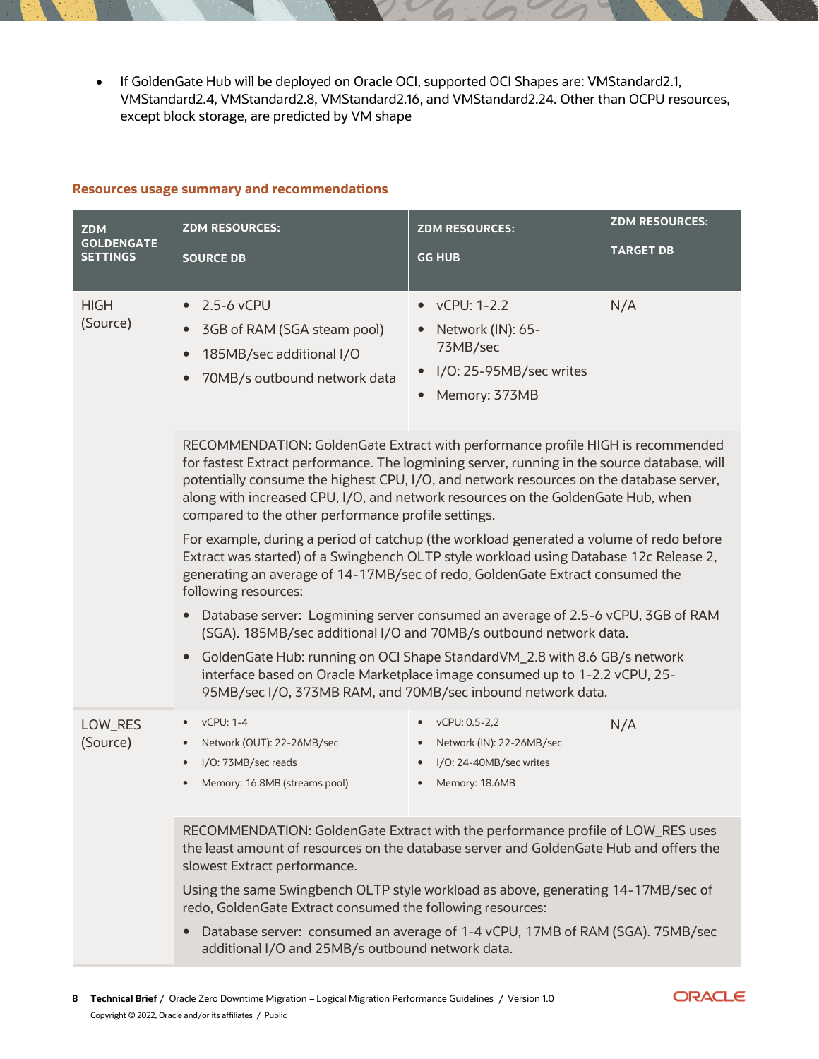- If GoldenGate Hub will be deployed on Oracle OCI, supported OCI Shapes are: VMStandard2.1, VMStandard2.4, VMStandard2.8, VMStandard2.16, and VMStandard2.24. Other than OCPU resources, except block storage, are predicted by VM shape

### Resources usage summary and recommendations

| ZDM GOLDENGATE SETTINGS | ZDM RESOURCES: SOURCE DB | ZDM RESOURCES: GG HUB | ZDM RESOURCES: TARGET DB |
|---|---|---|---|
| HIGH (Source) | • 2.5-6 vCPU<br>• 3GB of RAM (SGA steam pool)<br>• 185MB/sec additional I/O<br>• 70MB/s outbound network data | • vCPU: 1-2.2<br>• Network (IN): 65-73MB/sec<br>• I/O: 25-95MB/sec writes<br>• Memory: 373MB | N/A |
| | RECOMMENDATION: GoldenGate Extract with performance profile HIGH is recommended for fastest Extract performance. The logmining server, running in the source database, will potentially consume the highest CPU, I/O, and network resources on the database server, along with increased CPU, I/O, and network resources on the GoldenGate Hub, when compared to the other performance profile settings.<br><br>For example, during a period of catchup (the workload generated a volume of redo before Extract was started) of a Swingbench OLTP style workload using Database 12c Release 2, generating an average of 14-17MB/sec of redo, GoldenGate Extract consumed the following resources:<br><br>• Database server: Logmining server consumed an average of 2.5-6 vCPU, 3GB of RAM (SGA). 185MB/sec additional I/O and 70MB/s outbound network data.<br>• GoldenGate Hub: running on OCI Shape StandardVM_2.8 with 8.6 GB/s network interface based on Oracle Marketplace image consumed up to 1-2.2 vCPU, 25-95MB/sec I/O, 373MB RAM, and 70MB/sec inbound network data. | | |
| LOW_RES (Source) | • vCPU: 1-4<br>• Network (OUT): 22-26MB/sec<br>• I/O: 73MB/sec reads<br>• Memory: 16.8MB (streams pool) | • vCPU: 0.5-2,2<br>• Network (IN): 22-26MB/sec<br>• I/O: 24-40MB/sec writes<br>• Memory: 18.6MB | N/A |
| | RECOMMENDATION: GoldenGate Extract with the performance profile of LOW_RES uses the least amount of resources on the database server and GoldenGate Hub and offers the slowest Extract performance.<br><br>Using the same Swingbench OLTP style workload as above, generating 14-17MB/sec of redo, GoldenGate Extract consumed the following resources:<br><br>• Database server: consumed an average of 1-4 vCPU, 17MB of RAM (SGA). 75MB/sec additional I/O and 25MB/s outbound network data. | | |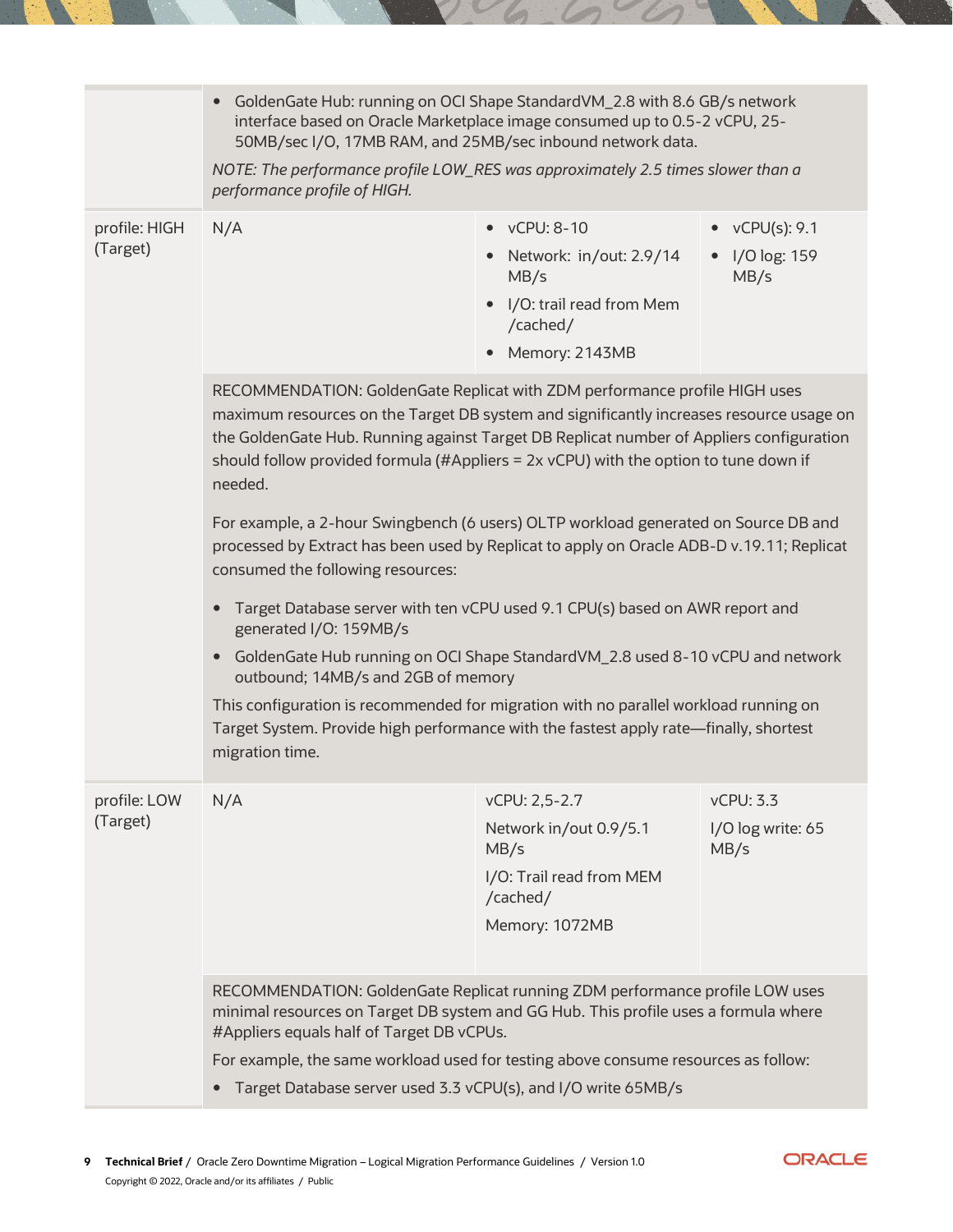| | | | |
|---|---|---|---|
| | • GoldenGate Hub: running on OCI Shape StandardVM_2.8 with 8.6 GB/s network interface based on Oracle Marketplace image consumed up to 0.5-2 vCPU, 25-50MB/sec I/O, 17MB RAM, and 25MB/sec inbound network data.<br><br>*NOTE: The performance profile LOW_RES was approximately 2.5 times slower than a performance profile of HIGH.* | | |
| profile: HIGH (Target) | N/A | • vCPU: 8-10<br>• Network: in/out: 2.9/14 MB/s<br>• I/O: trail read from Mem /cached/<br>• Memory: 2143MB | • vCPU(s): 9.1<br>• I/O log: 159 MB/s |
| | RECOMMENDATION: GoldenGate Replicat with ZDM performance profile HIGH uses maximum resources on the Target DB system and significantly increases resource usage on the GoldenGate Hub. Running against Target DB Replicat number of Appliers configuration should follow provided formula (#Appliers = 2x vCPU) with the option to tune down if needed.<br><br>For example, a 2-hour Swingbench (6 users) OLTP workload generated on Source DB and processed by Extract has been used by Replicat to apply on Oracle ADB-D v.19.11; Replicat consumed the following resources:<br><br>• Target Database server with ten vCPU used 9.1 CPU(s) based on AWR report and generated I/O: 159MB/s<br>• GoldenGate Hub running on OCI Shape StandardVM_2.8 used 8-10 vCPU and network outbound; 14MB/s and 2GB of memory<br><br>This configuration is recommended for migration with no parallel workload running on Target System. Provide high performance with the fastest apply rate—finally, shortest migration time. | | |
| profile: LOW (Target) | N/A | vCPU: 2,5-2.7<br>Network in/out 0.9/5.1 MB/s<br>I/O: Trail read from MEM /cached/<br>Memory: 1072MB | vCPU: 3.3<br>I/O log write: 65 MB/s |
| | RECOMMENDATION: GoldenGate Replicat running ZDM performance profile LOW uses minimal resources on Target DB system and GG Hub. This profile uses a formula where #Appliers equals half of Target DB vCPUs.<br><br>For example, the same workload used for testing above consume resources as follow:<br><br>• Target Database server used 3.3 vCPU(s), and I/O write 65MB/s | | |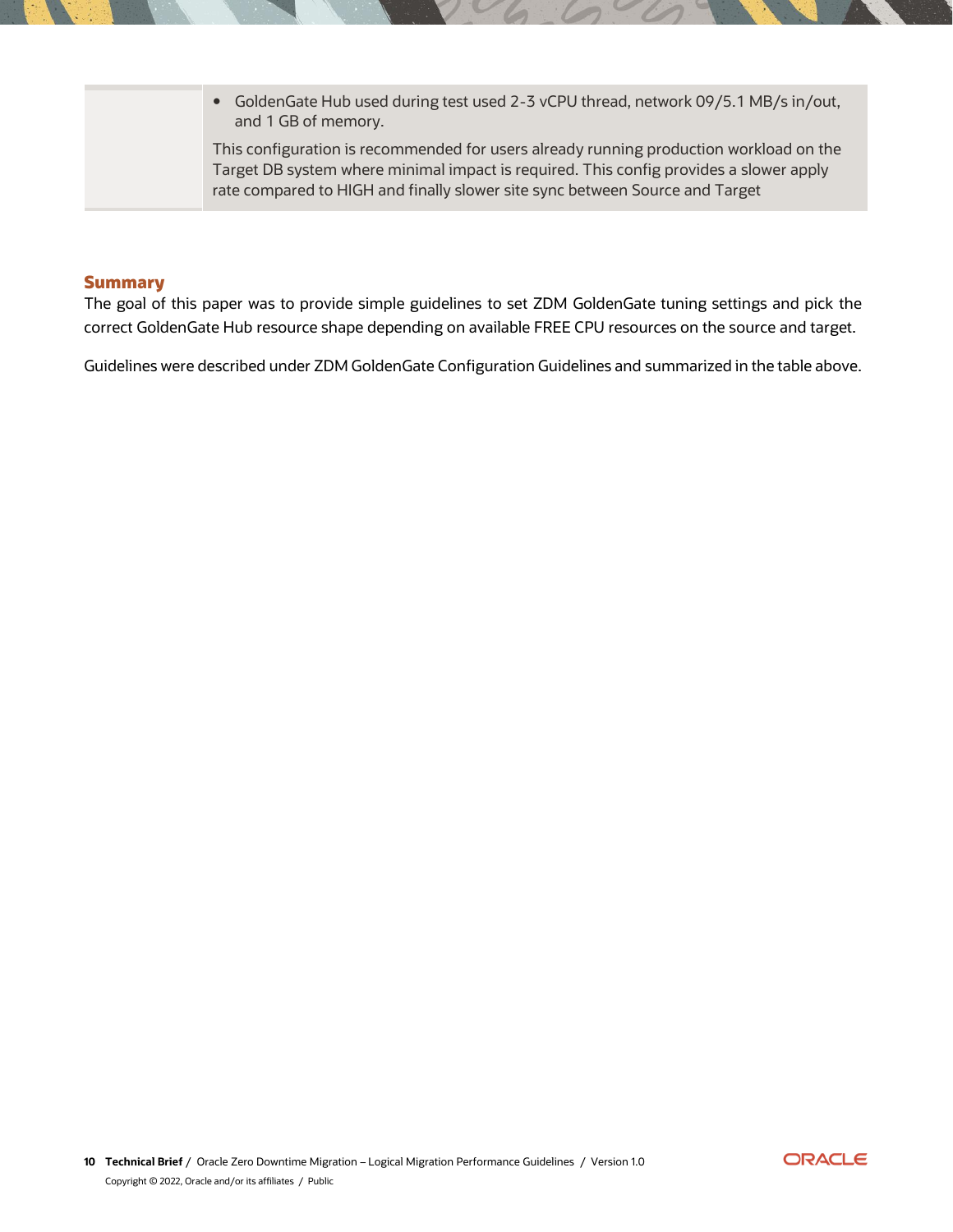|  | • GoldenGate Hub used during test used 2-3 vCPU thread, network 09/5.1 MB/s in/out, and 1 GB of memory.<br><br>This configuration is recommended for users already running production workload on the Target DB system where minimal impact is required. This config provides a slower apply rate compared to HIGH and finally slower site sync between Source and Target |
|---|---|

## Summary

The goal of this paper was to provide simple guidelines to set ZDM GoldenGate tuning settings and pick the correct GoldenGate Hub resource shape depending on available FREE CPU resources on the source and target.

Guidelines were described under ZDM GoldenGate Configuration Guidelines and summarized in the table above.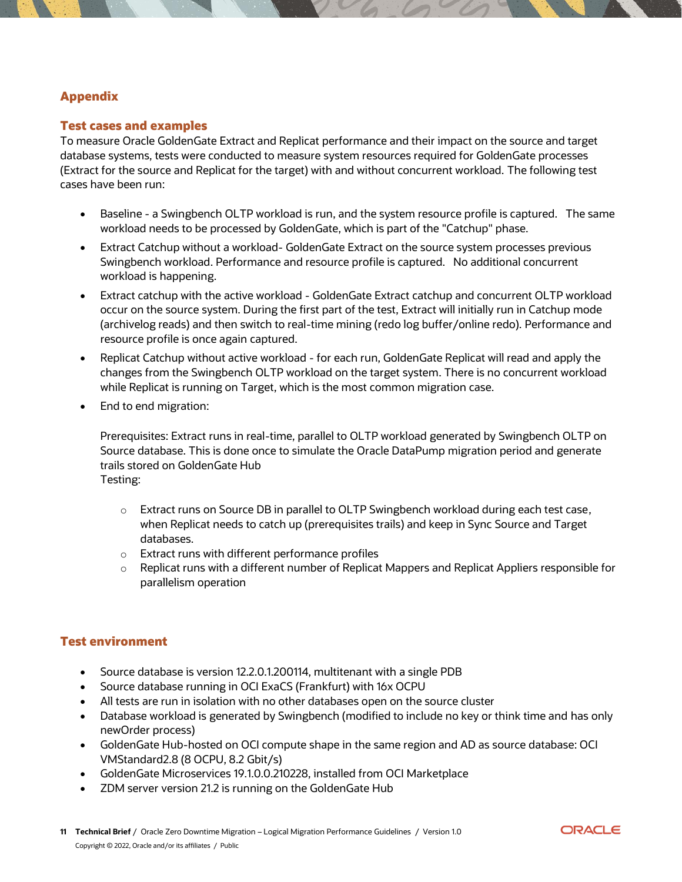## Appendix

### Test cases and examples

To measure Oracle GoldenGate Extract and Replicat performance and their impact on the source and target database systems, tests were conducted to measure system resources required for GoldenGate processes (Extract for the source and Replicat for the target) with and without concurrent workload. The following test cases have been run:

- Baseline - a Swingbench OLTP workload is run, and the system resource profile is captured. The same workload needs to be processed by GoldenGate, which is part of the "Catchup" phase.
- Extract Catchup without a workload- GoldenGate Extract on the source system processes previous Swingbench workload. Performance and resource profile is captured. No additional concurrent workload is happening.
- Extract catchup with the active workload - GoldenGate Extract catchup and concurrent OLTP workload occur on the source system. During the first part of the test, Extract will initially run in Catchup mode (archivelog reads) and then switch to real-time mining (redo log buffer/online redo). Performance and resource profile is once again captured.
- Replicat Catchup without active workload - for each run, GoldenGate Replicat will read and apply the changes from the Swingbench OLTP workload on the target system. There is no concurrent workload while Replicat is running on Target, which is the most common migration case.
- End to end migration:

  Prerequisites: Extract runs in real-time, parallel to OLTP workload generated by Swingbench OLTP on Source database. This is done once to simulate the Oracle DataPump migration period and generate trails stored on GoldenGate Hub
  Testing:

  - Extract runs on Source DB in parallel to OLTP Swingbench workload during each test case, when Replicat needs to catch up (prerequisites trails) and keep in Sync Source and Target databases.
  - Extract runs with different performance profiles
  - Replicat runs with a different number of Replicat Mappers and Replicat Appliers responsible for parallelism operation

### Test environment

- Source database is version 12.2.0.1.200114, multitenant with a single PDB
- Source database running in OCI ExaCS (Frankfurt) with 16x OCPU
- All tests are run in isolation with no other databases open on the source cluster
- Database workload is generated by Swingbench (modified to include no key or think time and has only newOrder process)
- GoldenGate Hub-hosted on OCI compute shape in the same region and AD as source database: OCI VMStandard2.8 (8 OCPU, 8.2 Gbit/s)
- GoldenGate Microservices 19.1.0.0.210228, installed from OCI Marketplace
- ZDM server version 21.2 is running on the GoldenGate Hub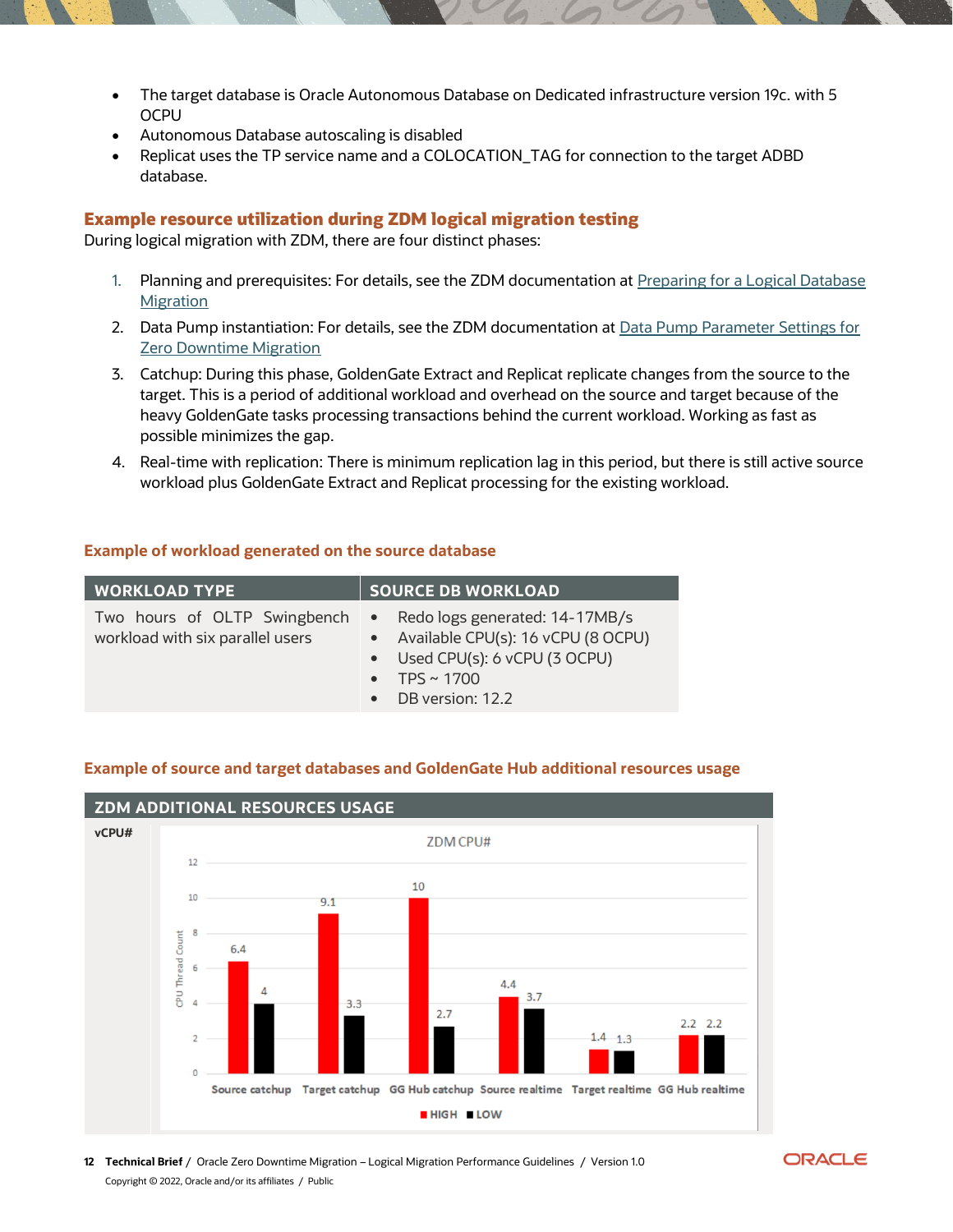- The target database is Oracle Autonomous Database on Dedicated infrastructure version 19c. with 5 OCPU
- Autonomous Database autoscaling is disabled
- Replicat uses the TP service name and a COLOCATION_TAG for connection to the target ADBD database.

## Example resource utilization during ZDM logical migration testing

During logical migration with ZDM, there are four distinct phases:

1. Planning and prerequisites: For details, see the ZDM documentation at [Preparing for a Logical Database Migration]()
2. Data Pump instantiation: For details, see the ZDM documentation at [Data Pump Parameter Settings for Zero Downtime Migration]()
3. Catchup: During this phase, GoldenGate Extract and Replicat replicate changes from the source to the target. This is a period of additional workload and overhead on the source and target because of the heavy GoldenGate tasks processing transactions behind the current workload. Working as fast as possible minimizes the gap.
4. Real-time with replication: There is minimum replication lag in this period, but there is still active source workload plus GoldenGate Extract and Replicat processing for the existing workload.

### Example of workload generated on the source database

| WORKLOAD TYPE | SOURCE DB WORKLOAD |
| --- | --- |
| Two hours of OLTP Swingbench workload with six parallel users | • Redo logs generated: 14-17MB/s<br>• Available CPU(s): 16 vCPU (8 OCPU)<br>• Used CPU(s): 6 vCPU (3 OCPU)<br>• TPS ~ 1700<br>• DB version: 12.2 |

### Example of source and target databases and GoldenGate Hub additional resources usage

**ZDM ADDITIONAL RESOURCES USAGE**

**vCPU#**

ZDM CPU#

| Phase | HIGH | LOW |
| --- | --- | --- |
| Source catchup | 6.4 | 4 |
| Target catchup | 9.1 | 3.3 |
| GG Hub catchup | 10 | 2.7 |
| Source realtime | 4.4 | 3.7 |
| Target realtime | 1.4 | 1.3 |
| GG Hub realtime | 2.2 | 2.2 |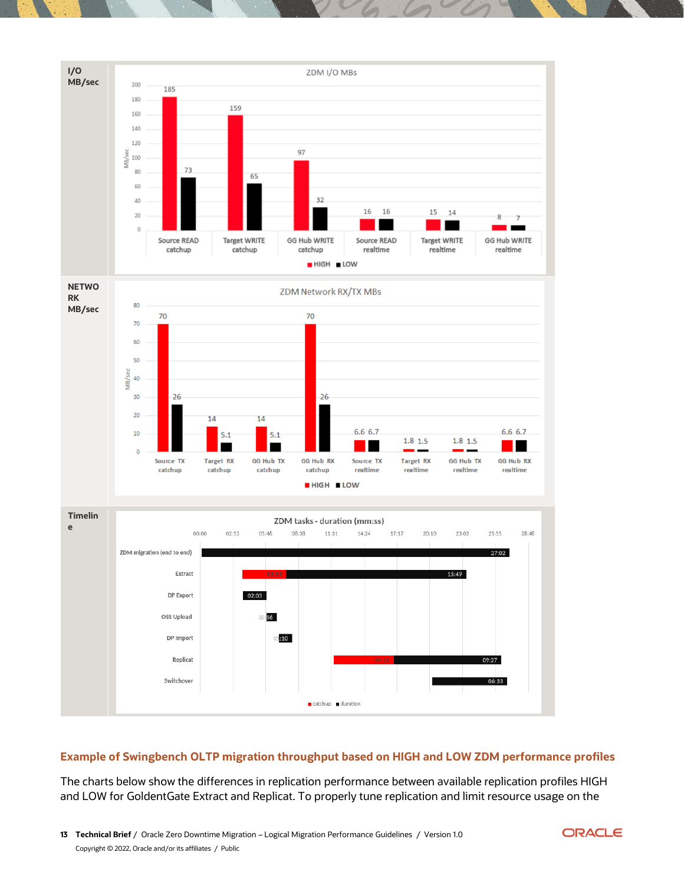| | |
|---|---|
| I/O MB/sec | **ZDM I/O MBs**<br>Source READ catchup: HIGH 185, LOW 73<br>Target WRITE catchup: HIGH 159, LOW 65<br>GG Hub WRITE catchup: HIGH 97, LOW 32<br>Source READ realtime: HIGH 16, LOW 16<br>Target WRITE realtime: HIGH 15, LOW 14<br>GG Hub WRITE realtime: HIGH 8, LOW 7 |
| NETWORK MB/sec | **ZDM Network RX/TX MBs**<br>Source TX catchup: HIGH 70, LOW 26<br>Target RX catchup: HIGH 14, LOW 5.1<br>GG Hub TX catchup: HIGH 14, LOW 5.1<br>GG Hub RX catchup: HIGH 70, LOW 26<br>Source TX realtime: HIGH 6.6, LOW 6.7<br>Target RX realtime: HIGH 1.8, LOW 1.5<br>GG Hub TX realtime: HIGH 1.8, LOW 1.5<br>GG Hub RX realtime: HIGH 6.6, LOW 6.7 |
| Timeline | **ZDM tasks - duration (mm:ss)**<br>ZDM migration (end to end): 27:02<br>Extract: 15:49<br>DP Export: 02:03<br>OSS Upload: 00:56<br>DP Import: 01:10<br>Replicat: 09:27<br>Switchover: 06:33 |

## Example of Swingbench OLTP migration throughput based on HIGH and LOW ZDM performance profiles

The charts below show the differences in replication performance between available replication profiles HIGH and LOW for GoldentGate Extract and Replicat. To properly tune replication and limit resource usage on the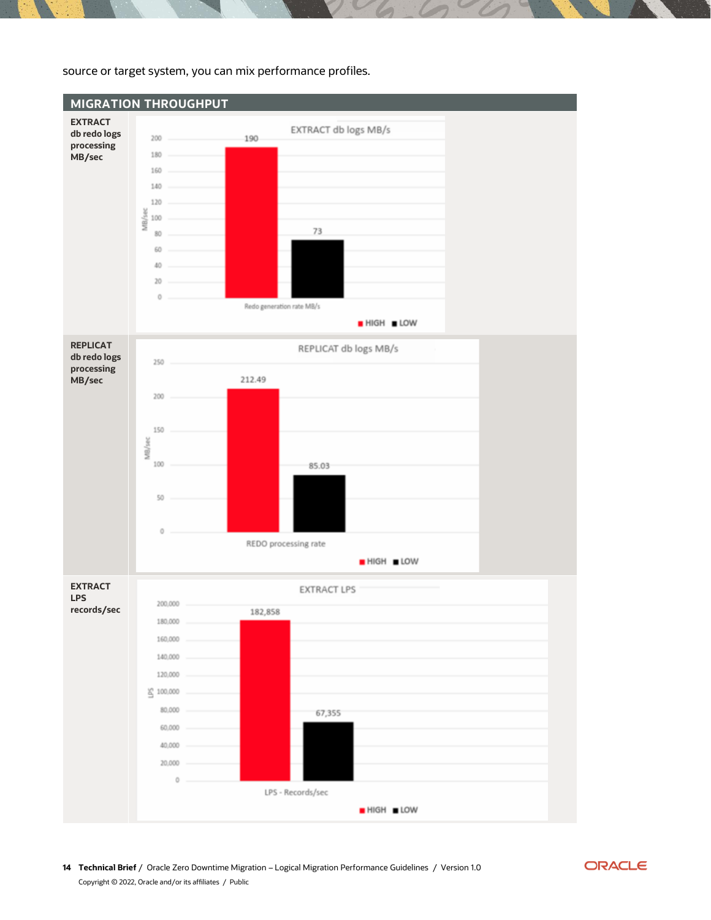source or target system, you can mix performance profiles.

## MIGRATION THROUGHPUT

| Metric | Chart |
| --- | --- |
| **EXTRACT db redo logs processing MB/sec** | EXTRACT db logs MB/s — Redo generation rate MB/s: HIGH 190, LOW 73 |
| **REPLICAT db redo logs processing MB/sec** | REPLICAT db logs MB/s — REDO processing rate: HIGH 212.49, LOW 85.03 |
| **EXTRACT LPS records/sec** | EXTRACT LPS — LPS - Records/sec: HIGH 182,858, LOW 67,355 |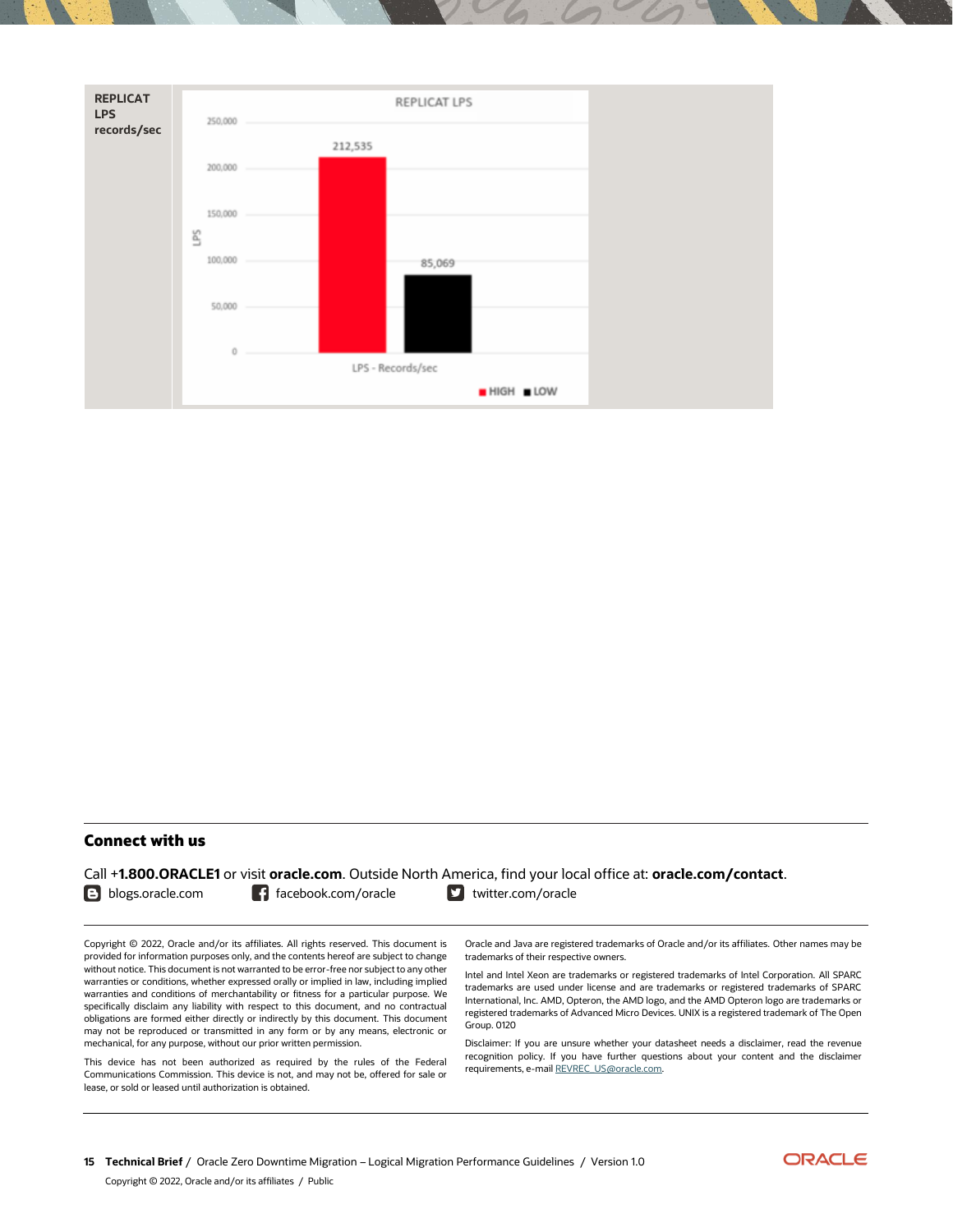| | |
|---|---|
| **REPLICAT LPS records/sec** | REPLICAT LPS<br>250,000<br>200,000<br>150,000<br>100,000<br>50,000<br>0<br>LPS<br>212,535<br>85,069<br>LPS - Records/sec<br>HIGH LOW |

## Connect with us

Call +**1.800.ORACLE1** or visit **oracle.com**. Outside North America, find your local office at: **oracle.com/contact**.

blogs.oracle.com  facebook.com/oracle  twitter.com/oracle

Copyright © 2022, Oracle and/or its affiliates. All rights reserved. This document is provided for information purposes only, and the contents hereof are subject to change without notice. This document is not warranted to be error-free nor subject to any other warranties or conditions, whether expressed orally or implied in law, including implied warranties and conditions of merchantability or fitness for a particular purpose. We specifically disclaim any liability with respect to this document, and no contractual obligations are formed either directly or indirectly by this document. This document may not be reproduced or transmitted in any form or by any means, electronic or mechanical, for any purpose, without our prior written permission.

This device has not been authorized as required by the rules of the Federal Communications Commission. This device is not, and may not be, offered for sale or lease, or sold or leased until authorization is obtained.

Oracle and Java are registered trademarks of Oracle and/or its affiliates. Other names may be trademarks of their respective owners.

Intel and Intel Xeon are trademarks or registered trademarks of Intel Corporation. All SPARC trademarks are used under license and are trademarks or registered trademarks of SPARC International, Inc. AMD, Opteron, the AMD logo, and the AMD Opteron logo are trademarks or registered trademarks of Advanced Micro Devices. UNIX is a registered trademark of The Open Group. 0120

Disclaimer: If you are unsure whether your datasheet needs a disclaimer, read the revenue recognition policy. If you have further questions about your content and the disclaimer requirements, e-mail REVREC_US@oracle.com.